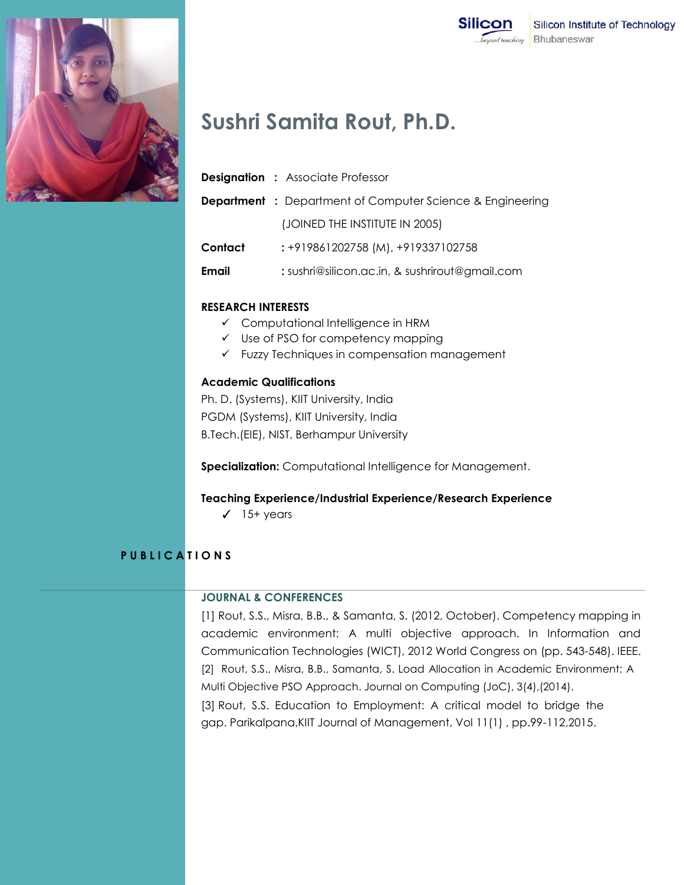Silicon Institute of Technology
Bhubaneswar

# Sushri Samita Rout, Ph.D.

**Designation** : Associate Professor

**Department** : Department of Computer Science & Engineering

(JOINED THE INSTITUTE IN 2005)

**Contact** : +919861202758 (M), +919337102758

**Email** : sushri@silicon.ac.in, & sushrirout@gmail.com

**RESEARCH INTERESTS**

- ✓ Computational Intelligence in HRM
- ✓ Use of PSO for competency mapping
- ✓ Fuzzy Techniques in compensation management

**Academic Qualifications**

Ph. D. (Systems), KIIT University, India

PGDM (Systems), KIIT University, India

B.Tech.(EIE), NIST, Berhampur University

**Specialization:** Computational Intelligence for Management.

**Teaching Experience/Industrial Experience/Research Experience**

- ✓ 15+ years

## PUBLICATIONS

### JOURNAL & CONFERENCES

[1] Rout, S.S., Misra, B.B., & Samanta, S. (2012, October). Competency mapping in academic environment: A multi objective approach. In Information and Communication Technologies (WICT), 2012 World Congress on (pp. 543-548). IEEE.

[2] Rout, S.S., Misra, B.B., Samanta, S. Load Allocation in Academic Environment: A Multi Objective PSO Approach. Journal on Computing (JoC), 3(4),(2014).

[3] Rout, S.S. Education to Employment: A critical model to bridge the gap. Parikalpana,KIIT Journal of Management, Vol 11(1) , pp.99-112,2015.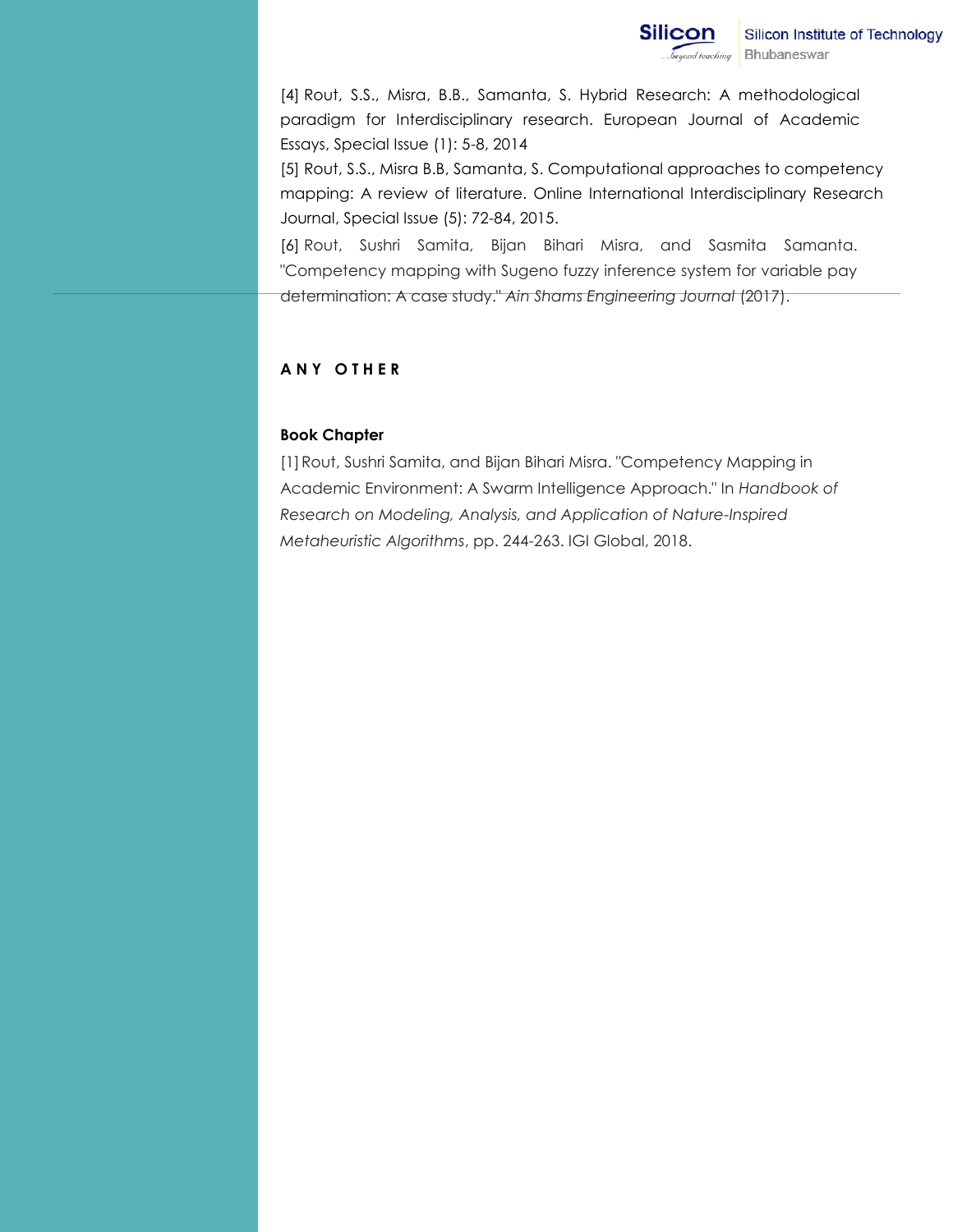[4] Rout, S.S., Misra, B.B., Samanta, S. Hybrid Research: A methodological paradigm for Interdisciplinary research. European Journal of Academic Essays, Special Issue (1): 5-8, 2014

[5] Rout, S.S., Misra B.B, Samanta, S. Computational approaches to competency mapping: A review of literature. Online International Interdisciplinary Research Journal, Special Issue (5): 72-84, 2015.

[6] Rout, Sushri Samita, Bijan Bihari Misra, and Sasmita Samanta. "Competency mapping with Sugeno fuzzy inference system for variable pay determination: A case study." *Ain Shams Engineering Journal* (2017).

## ANY OTHER

**Book Chapter**

[1] Rout, Sushri Samita, and Bijan Bihari Misra. "Competency Mapping in Academic Environment: A Swarm Intelligence Approach." In *Handbook of Research on Modeling, Analysis, and Application of Nature-Inspired Metaheuristic Algorithms*, pp. 244-263. IGI Global, 2018.